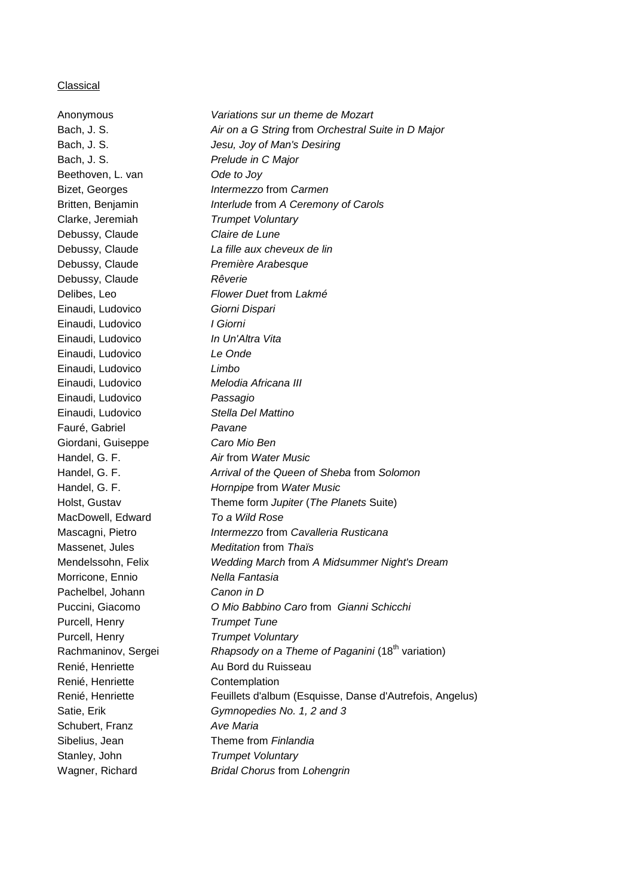Classical

| | |
|---|---|
| Anonymous | *Variations sur un theme de Mozart* |
| Bach, J. S. | *Air on a G String* from *Orchestral Suite in D Major* |
| Bach, J. S. | *Jesu, Joy of Man's Desiring* |
| Bach, J. S. | *Prelude in C Major* |
| Beethoven, L. van | *Ode to Joy* |
| Bizet, Georges | *Intermezzo* from *Carmen* |
| Britten, Benjamin | *Interlude* from *A Ceremony of Carols* |
| Clarke, Jeremiah | *Trumpet Voluntary* |
| Debussy, Claude | *Claire de Lune* |
| Debussy, Claude | *La fille aux cheveux de lin* |
| Debussy, Claude | *Première Arabesque* |
| Debussy, Claude | *Rêverie* |
| Delibes, Leo | *Flower Duet* from *Lakmé* |
| Einaudi, Ludovico | *Giorni Dispari* |
| Einaudi, Ludovico | *I Giorni* |
| Einaudi, Ludovico | *In Un'Altra Vita* |
| Einaudi, Ludovico | *Le Onde* |
| Einaudi, Ludovico | *Limbo* |
| Einaudi, Ludovico | *Melodia Africana III* |
| Einaudi, Ludovico | *Passagio* |
| Einaudi, Ludovico | *Stella Del Mattino* |
| Fauré, Gabriel | *Pavane* |
| Giordani, Guiseppe | *Caro Mio Ben* |
| Handel, G. F. | *Air* from *Water Music* |
| Handel, G. F. | *Arrival of the Queen of Sheba* from *Solomon* |
| Handel, G. F. | *Hornpipe* from *Water Music* |
| Holst, Gustav | Theme form *Jupiter* (*The Planets* Suite) |
| MacDowell, Edward | *To a Wild Rose* |
| Mascagni, Pietro | *Intermezzo* from *Cavalleria Rusticana* |
| Massenet, Jules | *Meditation* from *Thaïs* |
| Mendelssohn, Felix | *Wedding March* from *A Midsummer Night's Dream* |
| Morricone, Ennio | *Nella Fantasia* |
| Pachelbel, Johann | *Canon in D* |
| Puccini, Giacomo | *O Mio Babbino Caro* from *Gianni Schicchi* |
| Purcell, Henry | *Trumpet Tune* |
| Purcell, Henry | *Trumpet Voluntary* |
| Rachmaninov, Sergei | *Rhapsody on a Theme of Paganini* (18th variation) |
| Renié, Henriette | Au Bord du Ruisseau |
| Renié, Henriette | Contemplation |
| Renié, Henriette | Feuillets d'album (Esquisse, Danse d'Autrefois, Angelus) |
| Satie, Erik | *Gymnopedies No. 1, 2 and 3* |
| Schubert, Franz | *Ave Maria* |
| Sibelius, Jean | Theme from *Finlandia* |
| Stanley, John | *Trumpet Voluntary* |
| Wagner, Richard | *Bridal Chorus* from *Lohengrin* |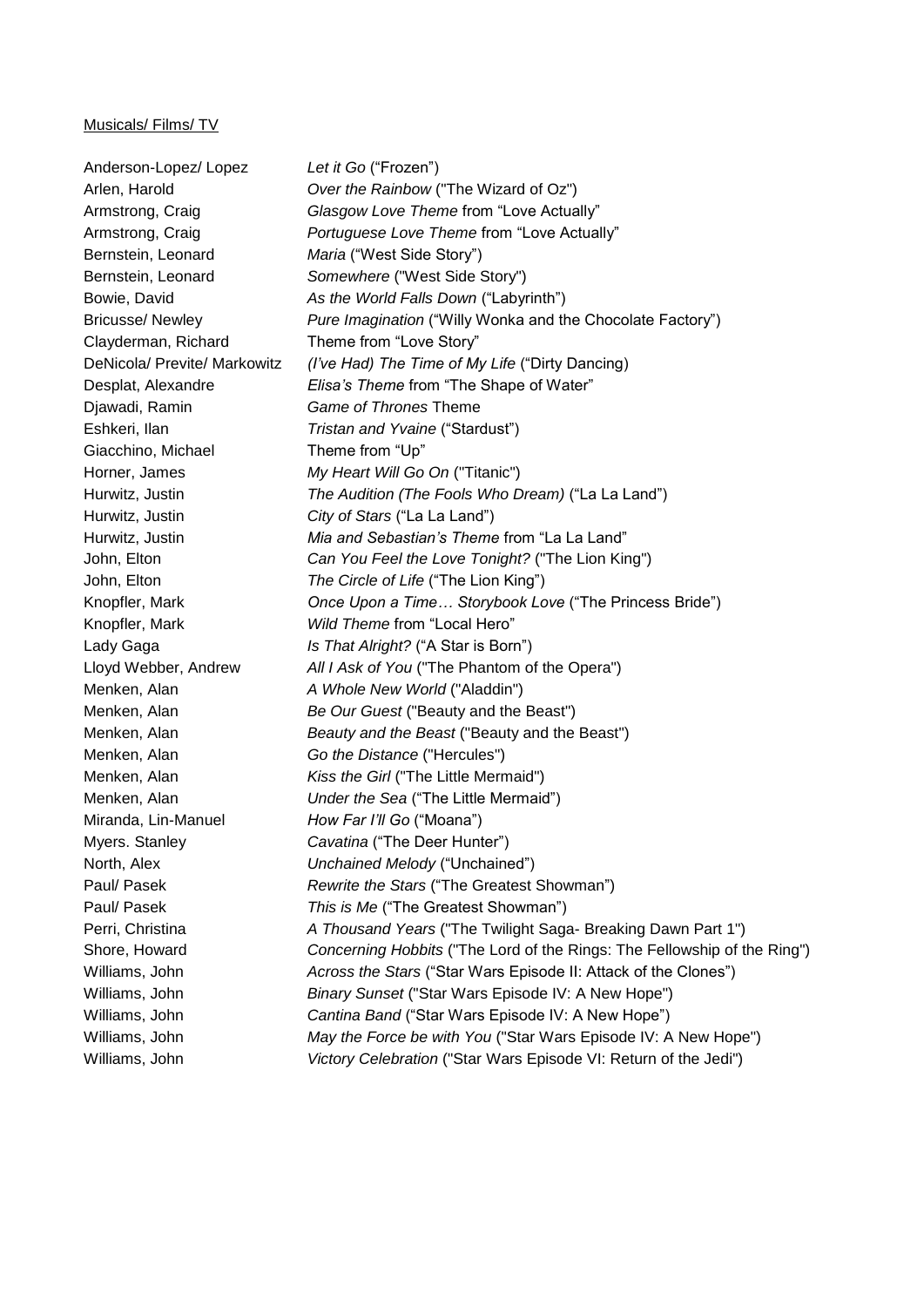Musicals/ Films/ TV

| | |
|---|---|
| Anderson-Lopez/ Lopez | *Let it Go* ("Frozen") |
| Arlen, Harold | *Over the Rainbow* ("The Wizard of Oz") |
| Armstrong, Craig | *Glasgow Love Theme* from "Love Actually" |
| Armstrong, Craig | *Portuguese Love Theme* from "Love Actually" |
| Bernstein, Leonard | *Maria* ("West Side Story") |
| Bernstein, Leonard | *Somewhere* ("West Side Story") |
| Bowie, David | *As the World Falls Down* ("Labyrinth") |
| Bricusse/ Newley | *Pure Imagination* ("Willy Wonka and the Chocolate Factory") |
| Clayderman, Richard | Theme from "Love Story" |
| DeNicola/ Previte/ Markowitz | *(I've Had) The Time of My Life* ("Dirty Dancing) |
| Desplat, Alexandre | *Elisa's Theme* from "The Shape of Water" |
| Djawadi, Ramin | *Game of Thrones* Theme |
| Eshkeri, Ilan | *Tristan and Yvaine* ("Stardust") |
| Giacchino, Michael | Theme from "Up" |
| Horner, James | *My Heart Will Go On* ("Titanic") |
| Hurwitz, Justin | *The Audition (The Fools Who Dream)* ("La La Land") |
| Hurwitz, Justin | *City of Stars* ("La La Land") |
| Hurwitz, Justin | *Mia and Sebastian's Theme* from "La La Land" |
| John, Elton | *Can You Feel the Love Tonight?* ("The Lion King") |
| John, Elton | *The Circle of Life* ("The Lion King") |
| Knopfler, Mark | *Once Upon a Time… Storybook Love* ("The Princess Bride") |
| Knopfler, Mark | *Wild Theme* from "Local Hero" |
| Lady Gaga | *Is That Alright?* ("A Star is Born") |
| Lloyd Webber, Andrew | *All I Ask of You* ("The Phantom of the Opera") |
| Menken, Alan | *A Whole New World* ("Aladdin") |
| Menken, Alan | *Be Our Guest* ("Beauty and the Beast") |
| Menken, Alan | *Beauty and the Beast* ("Beauty and the Beast") |
| Menken, Alan | *Go the Distance* ("Hercules") |
| Menken, Alan | *Kiss the Girl* ("The Little Mermaid") |
| Menken, Alan | *Under the Sea* ("The Little Mermaid") |
| Miranda, Lin-Manuel | *How Far I'll Go* ("Moana") |
| Myers. Stanley | *Cavatina* ("The Deer Hunter") |
| North, Alex | *Unchained Melody* ("Unchained") |
| Paul/ Pasek | *Rewrite the Stars* ("The Greatest Showman") |
| Paul/ Pasek | *This is Me* ("The Greatest Showman") |
| Perri, Christina | *A Thousand Years* ("The Twilight Saga- Breaking Dawn Part 1") |
| Shore, Howard | *Concerning Hobbits* ("The Lord of the Rings: The Fellowship of the Ring") |
| Williams, John | *Across the Stars* ("Star Wars Episode II: Attack of the Clones") |
| Williams, John | *Binary Sunset* ("Star Wars Episode IV: A New Hope") |
| Williams, John | *Cantina Band* ("Star Wars Episode IV: A New Hope") |
| Williams, John | *May the Force be with You* ("Star Wars Episode IV: A New Hope") |
| Williams, John | *Victory Celebration* ("Star Wars Episode VI: Return of the Jedi") |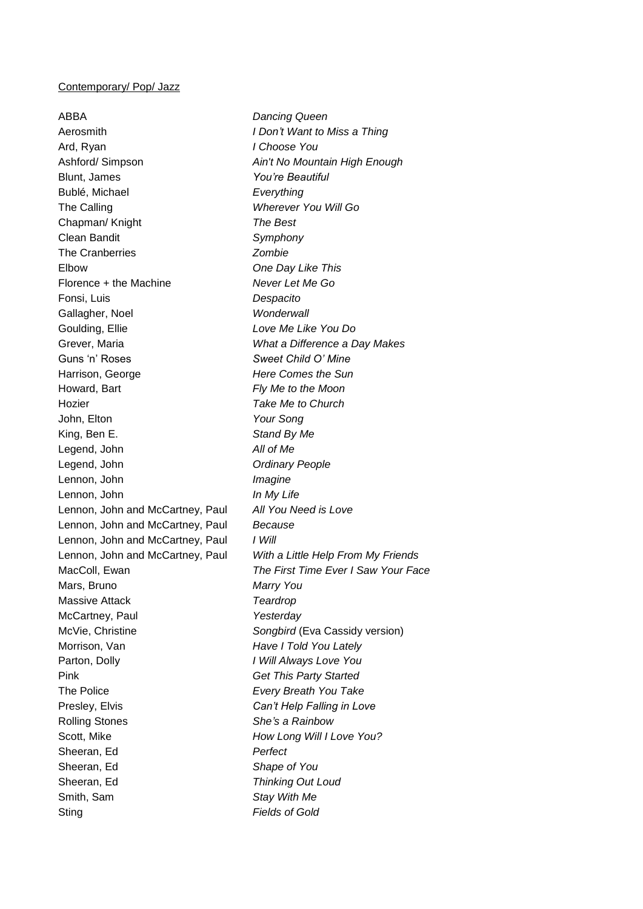Contemporary/ Pop/ Jazz

| | |
|---|---|
| ABBA | *Dancing Queen* |
| Aerosmith | *I Don't Want to Miss a Thing* |
| Ard, Ryan | *I Choose You* |
| Ashford/ Simpson | *Ain't No Mountain High Enough* |
| Blunt, James | *You're Beautiful* |
| Bublé, Michael | *Everything* |
| The Calling | *Wherever You Will Go* |
| Chapman/ Knight | *The Best* |
| Clean Bandit | *Symphony* |
| The Cranberries | *Zombie* |
| Elbow | *One Day Like This* |
| Florence + the Machine | *Never Let Me Go* |
| Fonsi, Luis | *Despacito* |
| Gallagher, Noel | *Wonderwall* |
| Goulding, Ellie | *Love Me Like You Do* |
| Grever, Maria | *What a Difference a Day Makes* |
| Guns 'n' Roses | *Sweet Child O' Mine* |
| Harrison, George | *Here Comes the Sun* |
| Howard, Bart | *Fly Me to the Moon* |
| Hozier | *Take Me to Church* |
| John, Elton | *Your Song* |
| King, Ben E. | *Stand By Me* |
| Legend, John | *All of Me* |
| Legend, John | *Ordinary People* |
| Lennon, John | *Imagine* |
| Lennon, John | *In My Life* |
| Lennon, John and McCartney, Paul | *All You Need is Love* |
| Lennon, John and McCartney, Paul | *Because* |
| Lennon, John and McCartney, Paul | *I Will* |
| Lennon, John and McCartney, Paul | *With a Little Help From My Friends* |
| MacColl, Ewan | *The First Time Ever I Saw Your Face* |
| Mars, Bruno | *Marry You* |
| Massive Attack | *Teardrop* |
| McCartney, Paul | *Yesterday* |
| McVie, Christine | *Songbird* (Eva Cassidy version) |
| Morrison, Van | *Have I Told You Lately* |
| Parton, Dolly | *I Will Always Love You* |
| Pink | *Get This Party Started* |
| The Police | *Every Breath You Take* |
| Presley, Elvis | *Can't Help Falling in Love* |
| Rolling Stones | *She's a Rainbow* |
| Scott, Mike | *How Long Will I Love You?* |
| Sheeran, Ed | *Perfect* |
| Sheeran, Ed | *Shape of You* |
| Sheeran, Ed | *Thinking Out Loud* |
| Smith, Sam | *Stay With Me* |
| Sting | *Fields of Gold* |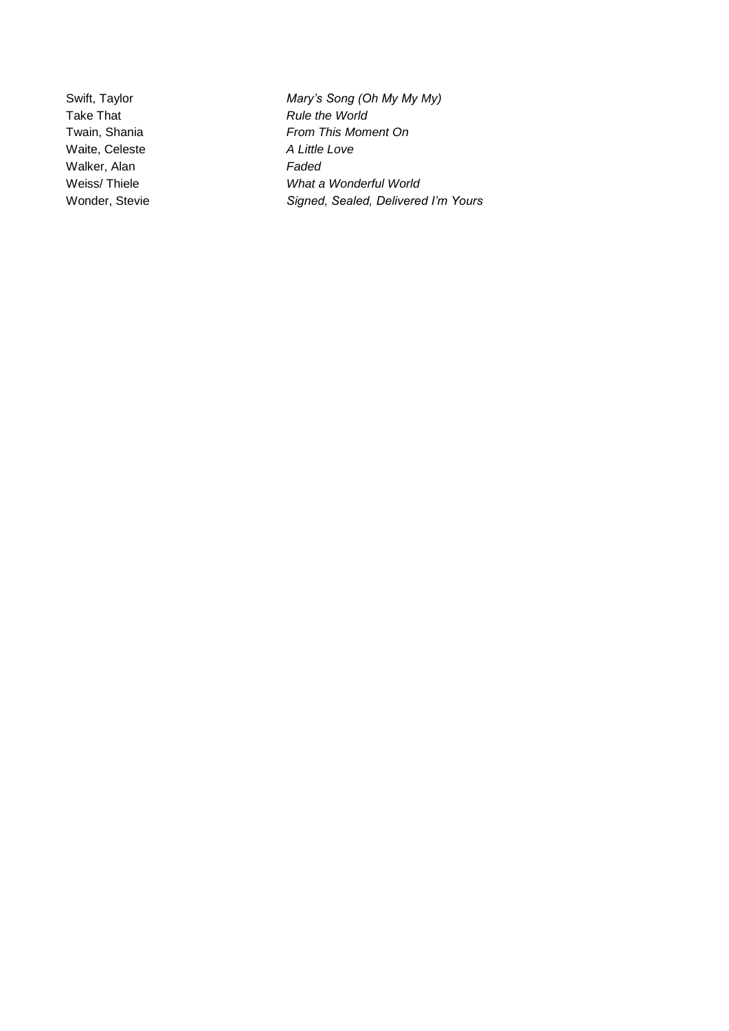| | |
|---|---|
| Swift, Taylor | *Mary's Song (Oh My My My)* |
| Take That | *Rule the World* |
| Twain, Shania | *From This Moment On* |
| Waite, Celeste | *A Little Love* |
| Walker, Alan | *Faded* |
| Weiss/ Thiele | *What a Wonderful World* |
| Wonder, Stevie | *Signed, Sealed, Delivered I'm Yours* |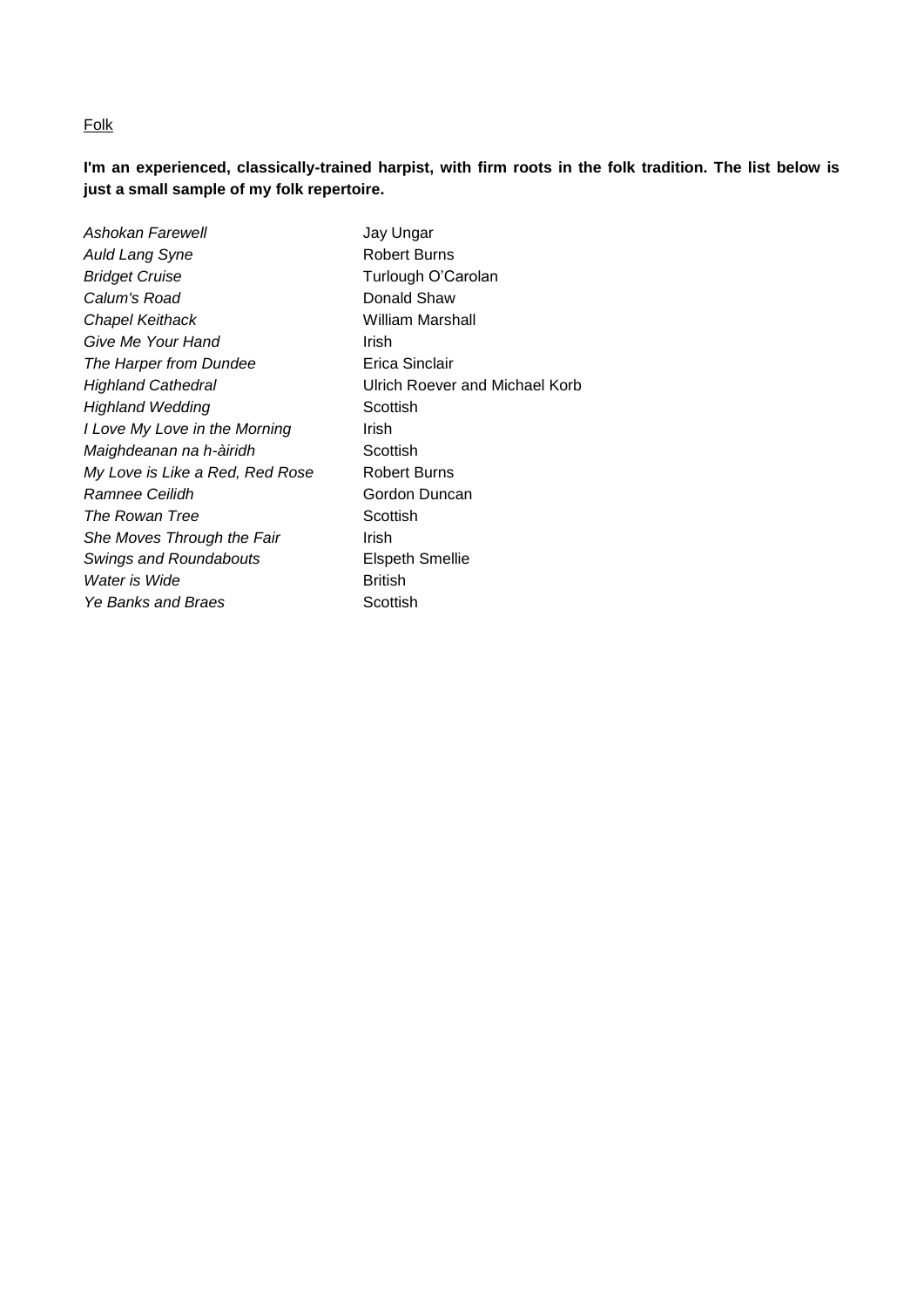Folk

**I'm an experienced, classically-trained harpist, with firm roots in the folk tradition. The list below is just a small sample of my folk repertoire.**

| | |
|---|---|
| *Ashokan Farewell* | Jay Ungar |
| *Auld Lang Syne* | Robert Burns |
| *Bridget Cruise* | Turlough O'Carolan |
| *Calum's Road* | Donald Shaw |
| *Chapel Keithack* | William Marshall |
| *Give Me Your Hand* | Irish |
| *The Harper from Dundee* | Erica Sinclair |
| *Highland Cathedral* | Ulrich Roever and Michael Korb |
| *Highland Wedding* | Scottish |
| *I Love My Love in the Morning* | Irish |
| *Maighdeanan na h-àiridh* | Scottish |
| *My Love is Like a Red, Red Rose* | Robert Burns |
| *Ramnee Ceilidh* | Gordon Duncan |
| *The Rowan Tree* | Scottish |
| *She Moves Through the Fair* | Irish |
| *Swings and Roundabouts* | Elspeth Smellie |
| *Water is Wide* | British |
| *Ye Banks and Braes* | Scottish |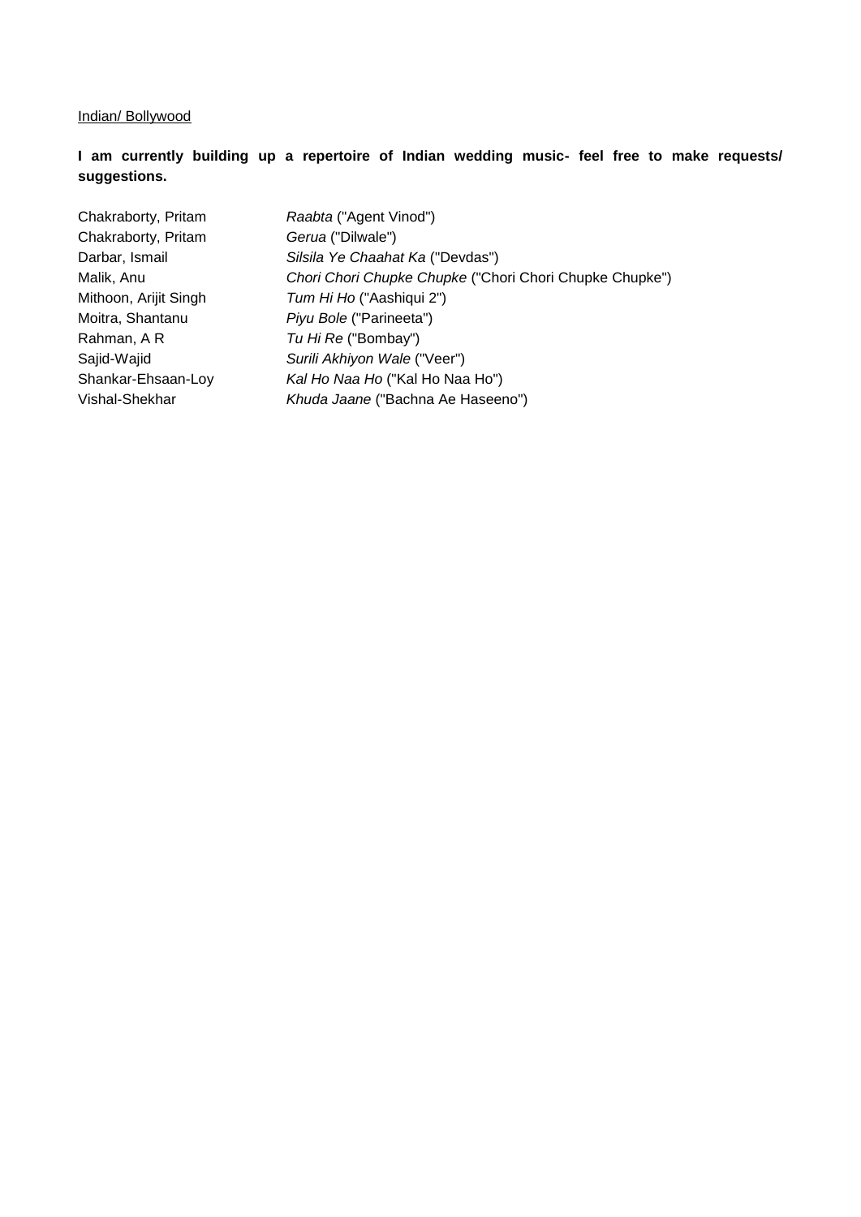<u>Indian/ Bollywood</u>

**I am currently building up a repertoire of Indian wedding music- feel free to make requests/ suggestions.**

| | |
|---|---|
| Chakraborty, Pritam | *Raabta* ("Agent Vinod") |
| Chakraborty, Pritam | *Gerua* ("Dilwale") |
| Darbar, Ismail | *Silsila Ye Chaahat Ka* ("Devdas") |
| Malik, Anu | *Chori Chori Chupke Chupke* ("Chori Chori Chupke Chupke") |
| Mithoon, Arijit Singh | *Tum Hi Ho* ("Aashiqui 2") |
| Moitra, Shantanu | *Piyu Bole* ("Parineeta") |
| Rahman, A R | *Tu Hi Re* ("Bombay") |
| Sajid-Wajid | *Surili Akhiyon Wale* ("Veer") |
| Shankar-Ehsaan-Loy | *Kal Ho Naa Ho* ("Kal Ho Naa Ho") |
| Vishal-Shekhar | *Khuda Jaane* ("Bachna Ae Haseeno") |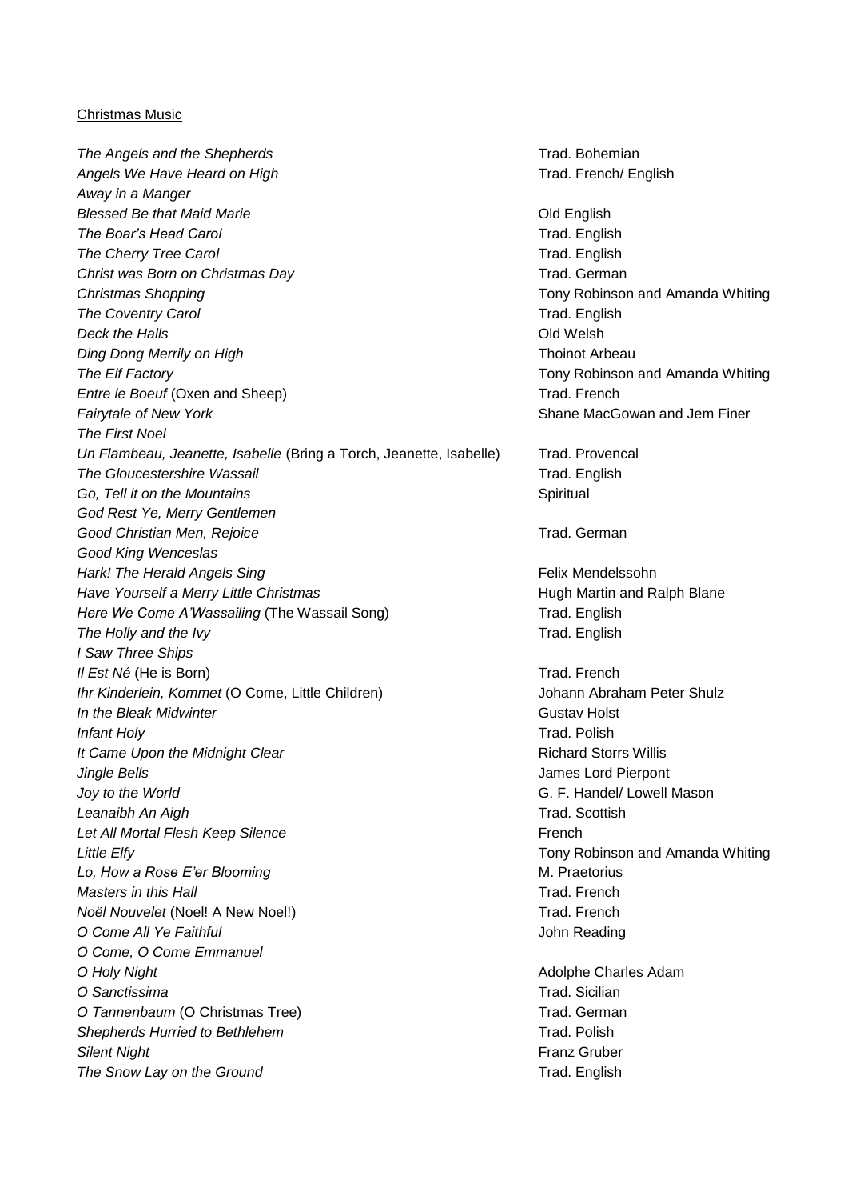Christmas Music

| Title | Composer/Origin |
|---|---|
| *The Angels and the Shepherds* | Trad. Bohemian |
| *Angels We Have Heard on High* | Trad. French/ English |
| *Away in a Manger* | |
| *Blessed Be that Maid Marie* | Old English |
| *The Boar's Head Carol* | Trad. English |
| *The Cherry Tree Carol* | Trad. English |
| *Christ was Born on Christmas Day* | Trad. German |
| *Christmas Shopping* | Tony Robinson and Amanda Whiting |
| *The Coventry Carol* | Trad. English |
| *Deck the Halls* | Old Welsh |
| *Ding Dong Merrily on High* | Thoinot Arbeau |
| *The Elf Factory* | Tony Robinson and Amanda Whiting |
| *Entre le Boeuf* (Oxen and Sheep) | Trad. French |
| *Fairytale of New York* | Shane MacGowan and Jem Finer |
| *The First Noel* | |
| *Un Flambeau, Jeanette, Isabelle* (Bring a Torch, Jeanette, Isabelle) | Trad. Provencal |
| *The Gloucestershire Wassail* | Trad. English |
| *Go, Tell it on the Mountains* | Spiritual |
| *God Rest Ye, Merry Gentlemen* | |
| *Good Christian Men, Rejoice* | Trad. German |
| *Good King Wenceslas* | |
| *Hark! The Herald Angels Sing* | Felix Mendelssohn |
| *Have Yourself a Merry Little Christmas* | Hugh Martin and Ralph Blane |
| *Here We Come A'Wassailing* (The Wassail Song) | Trad. English |
| *The Holly and the Ivy* | Trad. English |
| *I Saw Three Ships* | |
| *Il Est Né* (He is Born) | Trad. French |
| *Ihr Kinderlein, Kommet* (O Come, Little Children) | Johann Abraham Peter Shulz |
| *In the Bleak Midwinter* | Gustav Holst |
| *Infant Holy* | Trad. Polish |
| *It Came Upon the Midnight Clear* | Richard Storrs Willis |
| *Jingle Bells* | James Lord Pierpont |
| *Joy to the World* | G. F. Handel/ Lowell Mason |
| *Leanaibh An Aigh* | Trad. Scottish |
| *Let All Mortal Flesh Keep Silence* | French |
| *Little Elfy* | Tony Robinson and Amanda Whiting |
| *Lo, How a Rose E'er Blooming* | M. Praetorius |
| *Masters in this Hall* | Trad. French |
| *Noël Nouvelet* (Noel! A New Noel!) | Trad. French |
| *O Come All Ye Faithful* | John Reading |
| *O Come, O Come Emmanuel* | |
| *O Holy Night* | Adolphe Charles Adam |
| *O Sanctissima* | Trad. Sicilian |
| *O Tannenbaum* (O Christmas Tree) | Trad. German |
| *Shepherds Hurried to Bethlehem* | Trad. Polish |
| *Silent Night* | Franz Gruber |
| *The Snow Lay on the Ground* | Trad. English |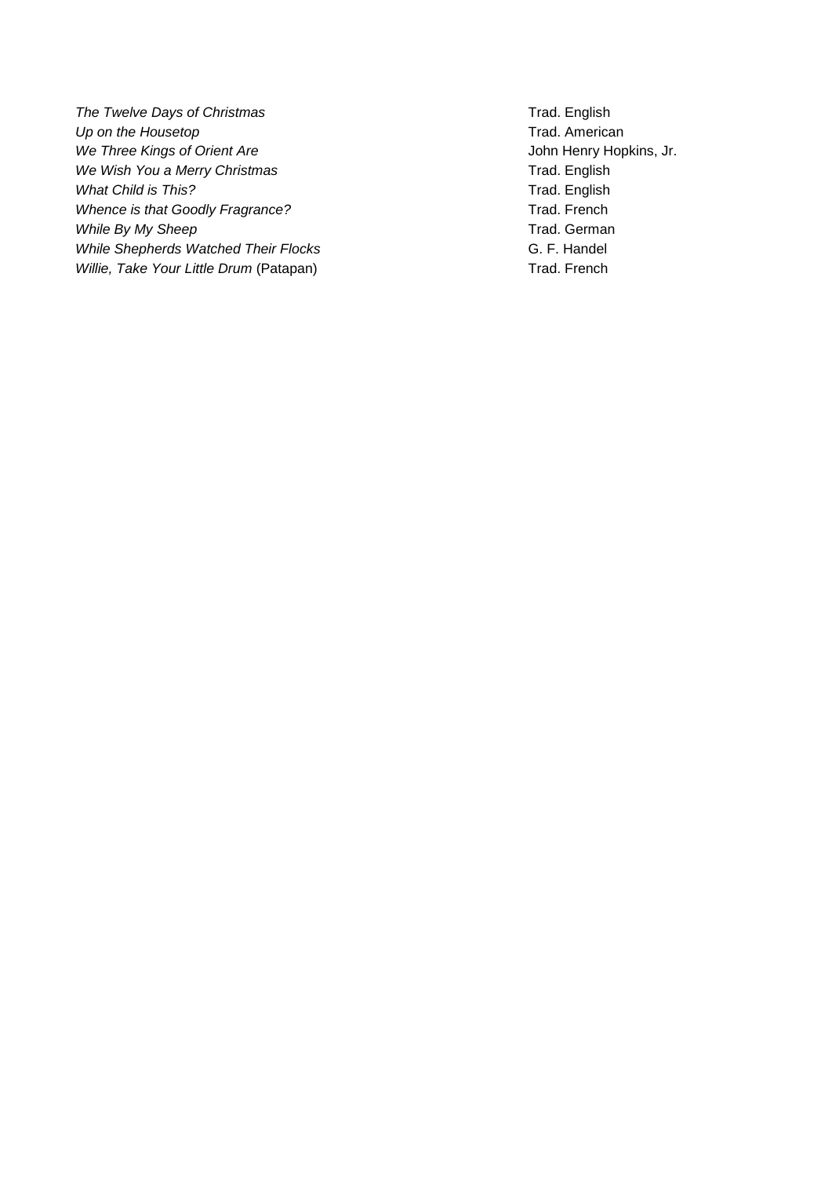| | |
|---|---|
| *The Twelve Days of Christmas* | Trad. English |
| *Up on the Housetop* | Trad. American |
| *We Three Kings of Orient Are* | John Henry Hopkins, Jr. |
| *We Wish You a Merry Christmas* | Trad. English |
| *What Child is This?* | Trad. English |
| *Whence is that Goodly Fragrance?* | Trad. French |
| *While By My Sheep* | Trad. German |
| *While Shepherds Watched Their Flocks* | G. F. Handel |
| *Willie, Take Your Little Drum* (Patapan) | Trad. French |